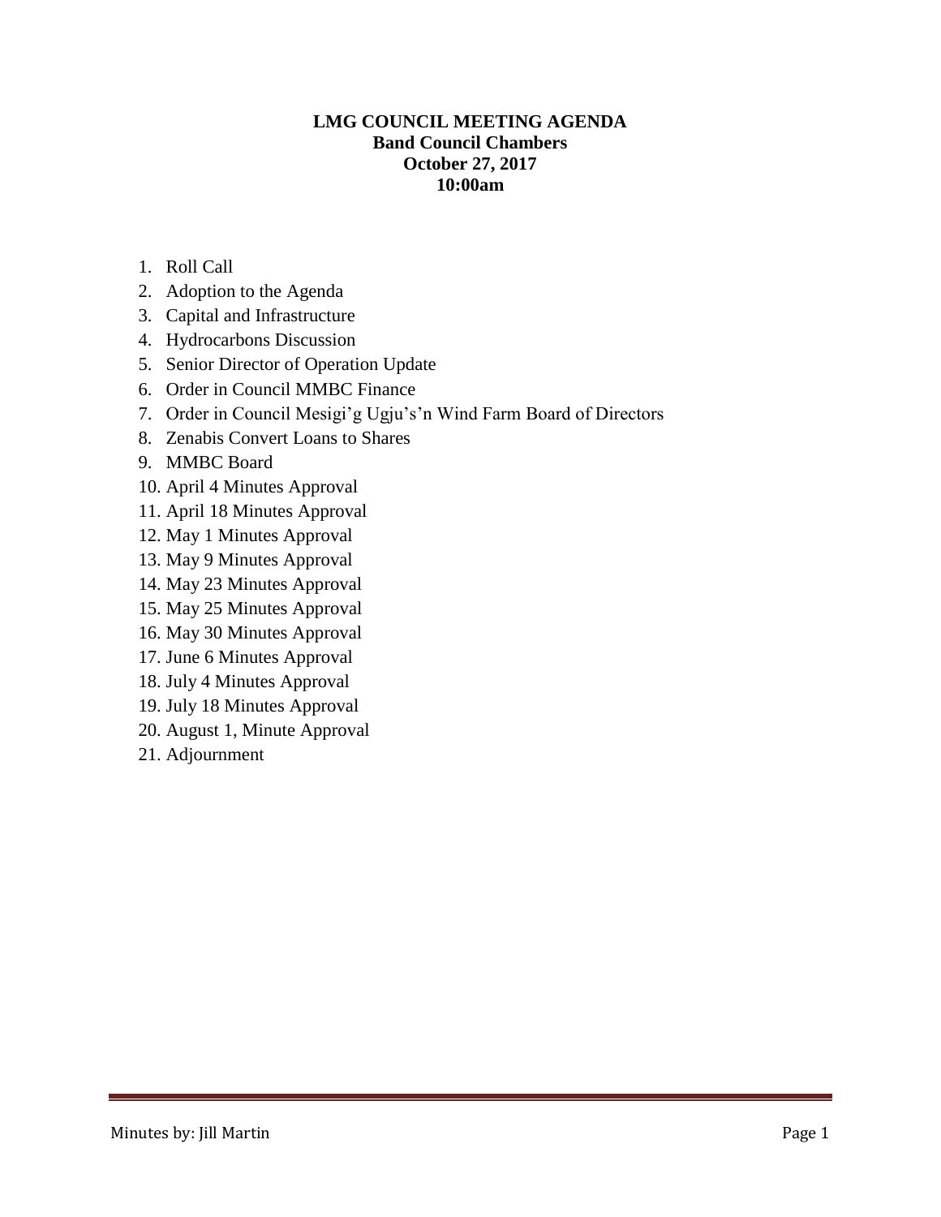**LMG COUNCIL MEETING AGENDA**
**Band Council Chambers**
**October 27, 2017**
**10:00am**

1. Roll Call
2. Adoption to the Agenda
3. Capital and Infrastructure
4. Hydrocarbons Discussion
5. Senior Director of Operation Update
6. Order in Council MMBC Finance
7. Order in Council Mesigi'g Ugju's'n Wind Farm Board of Directors
8. Zenabis Convert Loans to Shares
9. MMBC Board
10. April 4 Minutes Approval
11. April 18 Minutes Approval
12. May 1 Minutes Approval
13. May 9 Minutes Approval
14. May 23 Minutes Approval
15. May 25 Minutes Approval
16. May 30 Minutes Approval
17. June 6 Minutes Approval
18. July 4 Minutes Approval
19. July 18 Minutes Approval
20. August 1, Minute Approval
21. Adjournment

Minutes by: Jill Martin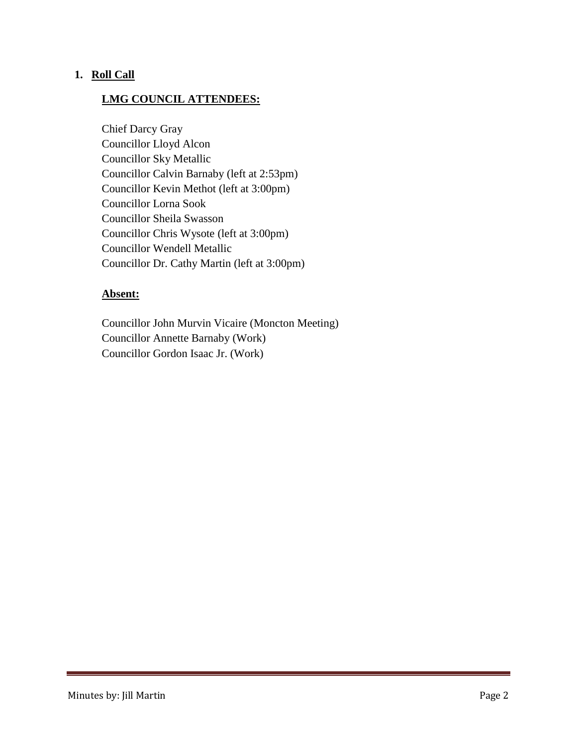## 1. Roll Call

**LMG COUNCIL ATTENDEES:**

Chief Darcy Gray
Councillor Lloyd Alcon
Councillor Sky Metallic
Councillor Calvin Barnaby (left at 2:53pm)
Councillor Kevin Methot (left at 3:00pm)
Councillor Lorna Sook
Councillor Sheila Swasson
Councillor Chris Wysote (left at 3:00pm)
Councillor Wendell Metallic
Councillor Dr. Cathy Martin (left at 3:00pm)

**Absent:**

Councillor John Murvin Vicaire (Moncton Meeting)
Councillor Annette Barnaby (Work)
Councillor Gordon Isaac Jr. (Work)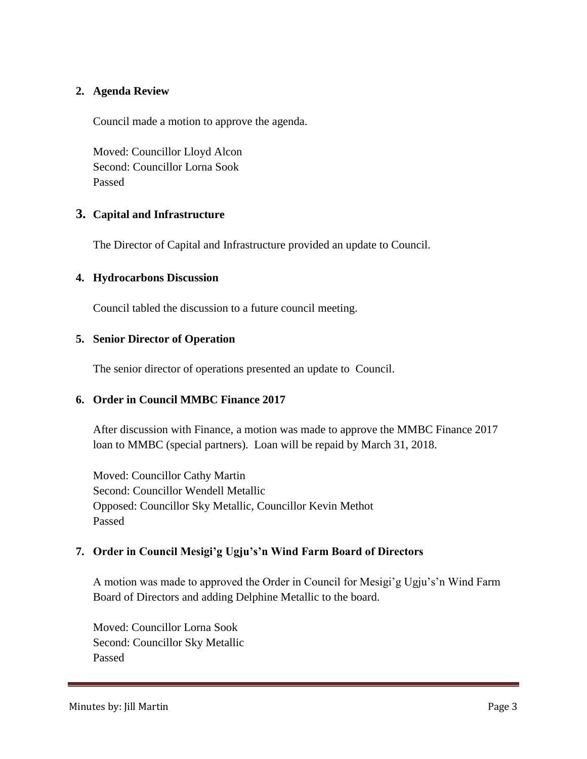## 2. Agenda Review

Council made a motion to approve the agenda.

Moved: Councillor Lloyd Alcon
Second: Councillor Lorna Sook
Passed

## 3. Capital and Infrastructure

The Director of Capital and Infrastructure provided an update to Council.

## 4. Hydrocarbons Discussion

Council tabled the discussion to a future council meeting.

## 5. Senior Director of Operation

The senior director of operations presented an update to Council.

## 6. Order in Council MMBC Finance 2017

After discussion with Finance, a motion was made to approve the MMBC Finance 2017 loan to MMBC (special partners). Loan will be repaid by March 31, 2018.

Moved: Councillor Cathy Martin
Second: Councillor Wendell Metallic
Opposed: Councillor Sky Metallic, Councillor Kevin Methot
Passed

## 7. Order in Council Mesigi'g Ugju's'n Wind Farm Board of Directors

A motion was made to approved the Order in Council for Mesigi'g Ugju's'n Wind Farm Board of Directors and adding Delphine Metallic to the board.

Moved: Councillor Lorna Sook
Second: Councillor Sky Metallic
Passed

Minutes by: Jill Martin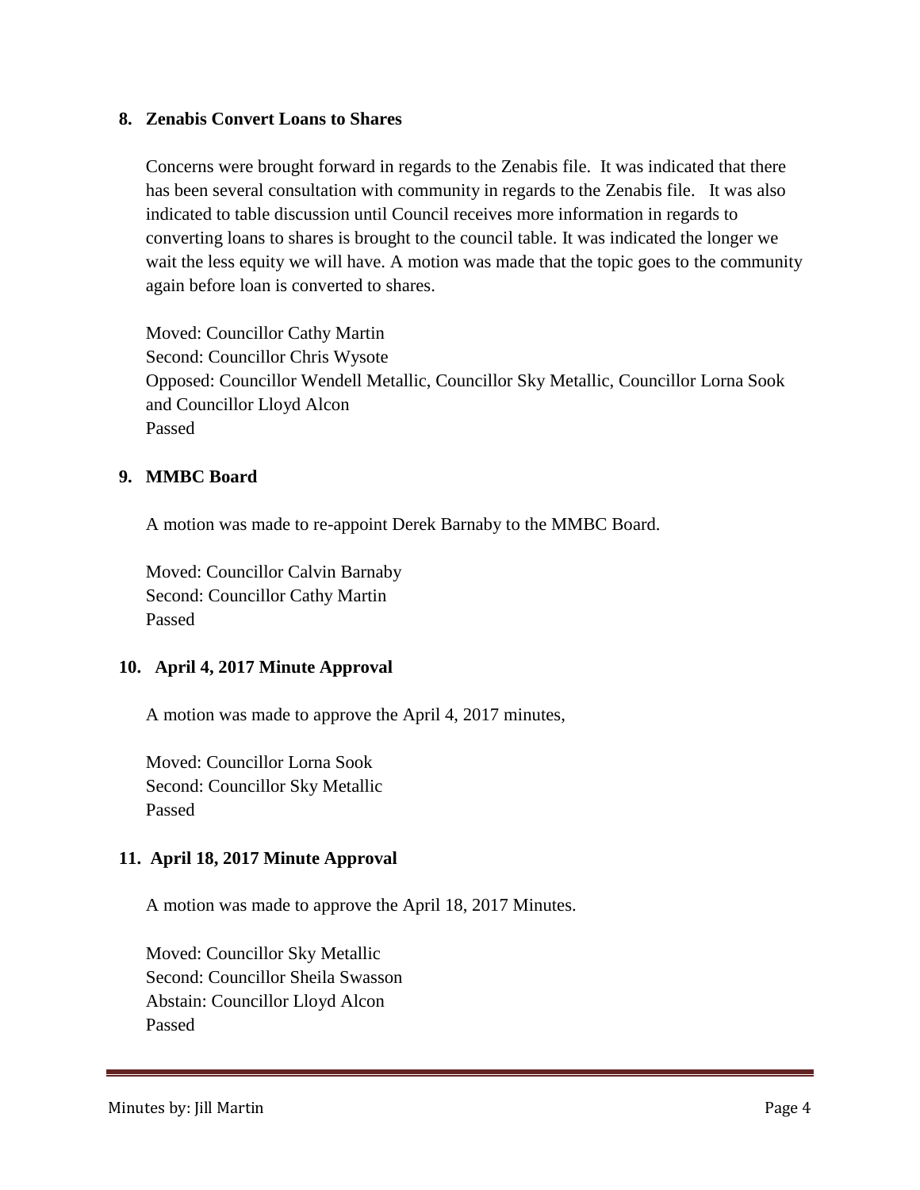### 8. Zenabis Convert Loans to Shares

Concerns were brought forward in regards to the Zenabis file. It was indicated that there has been several consultation with community in regards to the Zenabis file. It was also indicated to table discussion until Council receives more information in regards to converting loans to shares is brought to the council table. It was indicated the longer we wait the less equity we will have. A motion was made that the topic goes to the community again before loan is converted to shares.

Moved: Councillor Cathy Martin
Second: Councillor Chris Wysote
Opposed: Councillor Wendell Metallic, Councillor Sky Metallic, Councillor Lorna Sook and Councillor Lloyd Alcon
Passed

### 9. MMBC Board

A motion was made to re-appoint Derek Barnaby to the MMBC Board.

Moved: Councillor Calvin Barnaby
Second: Councillor Cathy Martin
Passed

### 10. April 4, 2017 Minute Approval

A motion was made to approve the April 4, 2017 minutes,

Moved: Councillor Lorna Sook
Second: Councillor Sky Metallic
Passed

### 11. April 18, 2017 Minute Approval

A motion was made to approve the April 18, 2017 Minutes.

Moved: Councillor Sky Metallic
Second: Councillor Sheila Swasson
Abstain: Councillor Lloyd Alcon
Passed

Minutes by: Jill Martin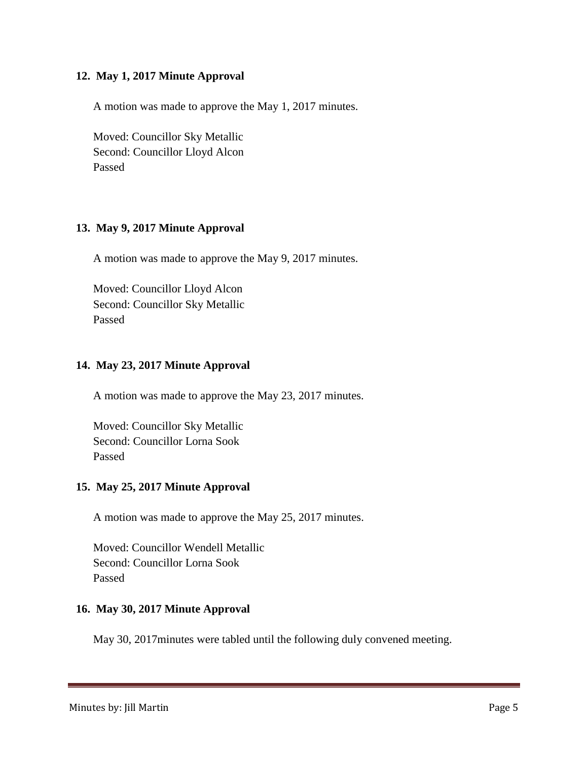**12. May 1, 2017 Minute Approval**

A motion was made to approve the May 1, 2017 minutes.

Moved: Councillor Sky Metallic
Second: Councillor Lloyd Alcon
Passed

**13. May 9, 2017 Minute Approval**

A motion was made to approve the May 9, 2017 minutes.

Moved: Councillor Lloyd Alcon
Second: Councillor Sky Metallic
Passed

**14. May 23, 2017 Minute Approval**

A motion was made to approve the May 23, 2017 minutes.

Moved: Councillor Sky Metallic
Second: Councillor Lorna Sook
Passed

**15. May 25, 2017 Minute Approval**

A motion was made to approve the May 25, 2017 minutes.

Moved: Councillor Wendell Metallic
Second: Councillor Lorna Sook
Passed

**16. May 30, 2017 Minute Approval**

May 30, 2017minutes were tabled until the following duly convened meeting.

Minutes by: Jill Martin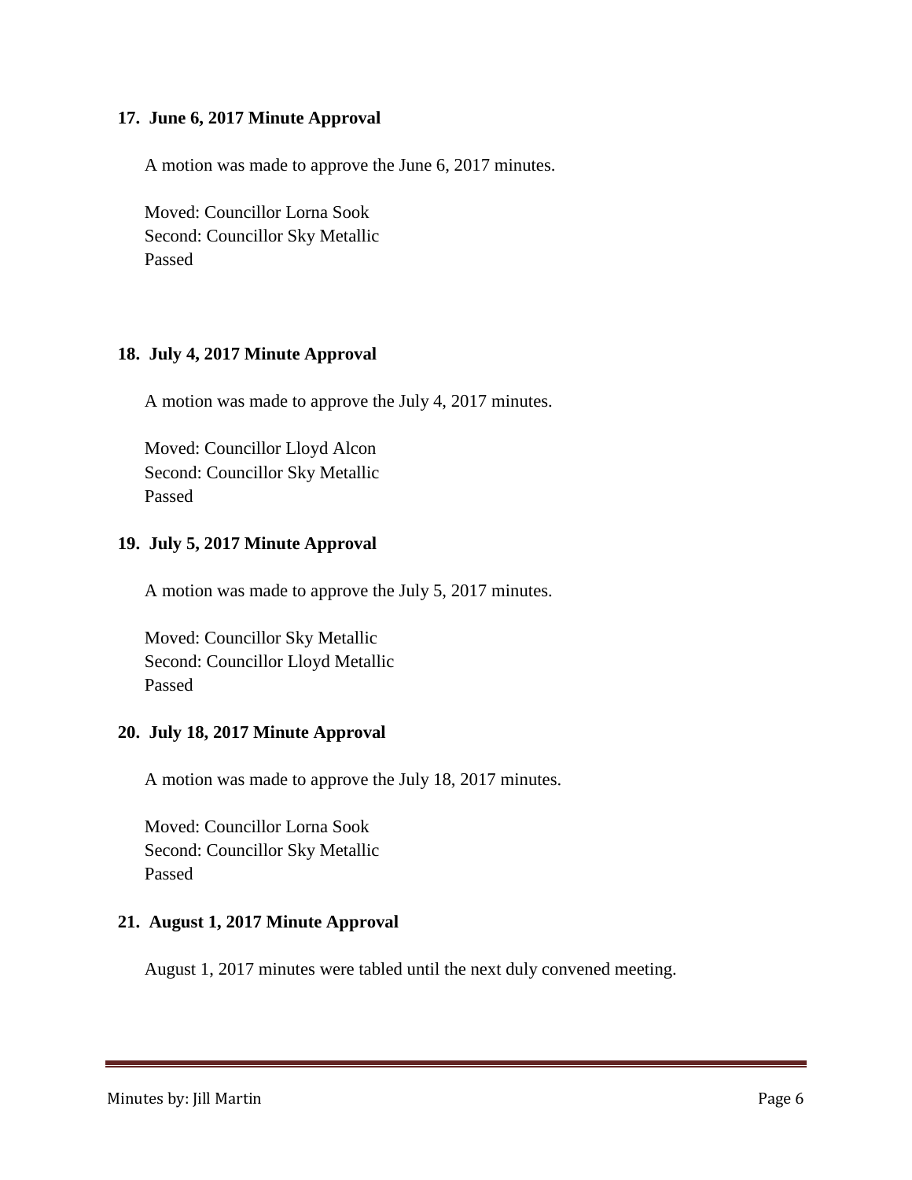### 17. June 6, 2017 Minute Approval

A motion was made to approve the June 6, 2017 minutes.

Moved: Councillor Lorna Sook
Second: Councillor Sky Metallic
Passed

### 18. July 4, 2017 Minute Approval

A motion was made to approve the July 4, 2017 minutes.

Moved: Councillor Lloyd Alcon
Second: Councillor Sky Metallic
Passed

### 19. July 5, 2017 Minute Approval

A motion was made to approve the July 5, 2017 minutes.

Moved: Councillor Sky Metallic
Second: Councillor Lloyd Metallic
Passed

### 20. July 18, 2017 Minute Approval

A motion was made to approve the July 18, 2017 minutes.

Moved: Councillor Lorna Sook
Second: Councillor Sky Metallic
Passed

### 21. August 1, 2017 Minute Approval

August 1, 2017 minutes were tabled until the next duly convened meeting.

Minutes by: Jill Martin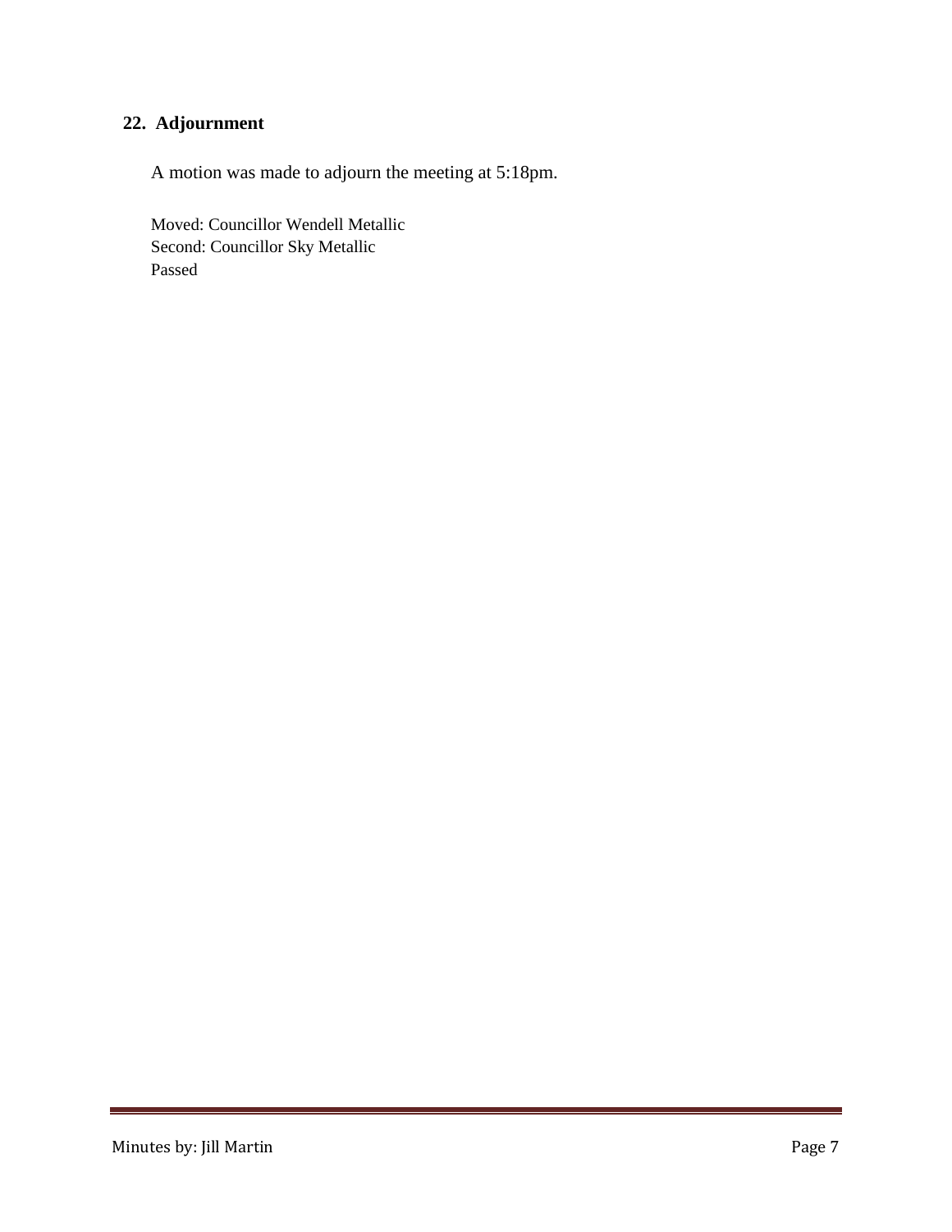## 22. Adjournment

A motion was made to adjourn the meeting at 5:18pm.

Moved: Councillor Wendell Metallic
Second: Councillor Sky Metallic
Passed